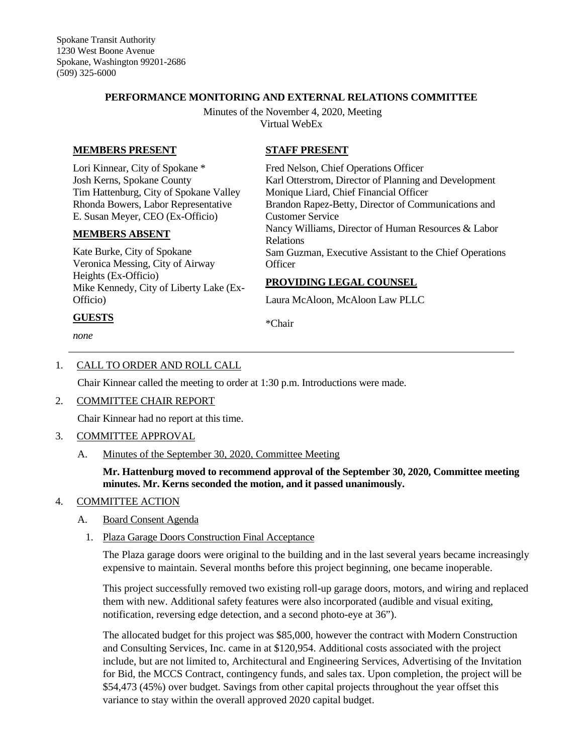Spokane Transit Authority
1230 West Boone Avenue
Spokane, Washington 99201-2686
(509) 325-6000

**PERFORMANCE MONITORING AND EXTERNAL RELATIONS COMMITTEE**

Minutes of the November 4, 2020, Meeting
Virtual WebEx

**MEMBERS PRESENT**

Lori Kinnear, City of Spokane *
Josh Kerns, Spokane County
Tim Hattenburg, City of Spokane Valley
Rhonda Bowers, Labor Representative
E. Susan Meyer, CEO (Ex-Officio)

**MEMBERS ABSENT**

Kate Burke, City of Spokane
Veronica Messing, City of Airway Heights (Ex-Officio)
Mike Kennedy, City of Liberty Lake (Ex-Officio)

**GUESTS**

*none*

**STAFF PRESENT**

Fred Nelson, Chief Operations Officer
Karl Otterstrom, Director of Planning and Development
Monique Liard, Chief Financial Officer
Brandon Rapez-Betty, Director of Communications and Customer Service
Nancy Williams, Director of Human Resources & Labor Relations
Sam Guzman, Executive Assistant to the Chief Operations Officer

**PROVIDING LEGAL COUNSEL**

Laura McAloon, McAloon Law PLLC

*Chair

---

1. CALL TO ORDER AND ROLL CALL

   Chair Kinnear called the meeting to order at 1:30 p.m. Introductions were made.

2. COMMITTEE CHAIR REPORT

   Chair Kinnear had no report at this time.

3. COMMITTEE APPROVAL

   A. Minutes of the September 30, 2020, Committee Meeting

   **Mr. Hattenburg moved to recommend approval of the September 30, 2020, Committee meeting minutes. Mr. Kerns seconded the motion, and it passed unanimously.**

4. COMMITTEE ACTION

   A. Board Consent Agenda

   1. Plaza Garage Doors Construction Final Acceptance

   The Plaza garage doors were original to the building and in the last several years became increasingly expensive to maintain. Several months before this project beginning, one became inoperable.

   This project successfully removed two existing roll-up garage doors, motors, and wiring and replaced them with new. Additional safety features were also incorporated (audible and visual exiting, notification, reversing edge detection, and a second photo-eye at 36").

   The allocated budget for this project was $85,000, however the contract with Modern Construction and Consulting Services, Inc. came in at $120,954. Additional costs associated with the project include, but are not limited to, Architectural and Engineering Services, Advertising of the Invitation for Bid, the MCCS Contract, contingency funds, and sales tax. Upon completion, the project will be $54,473 (45%) over budget. Savings from other capital projects throughout the year offset this variance to stay within the overall approved 2020 capital budget.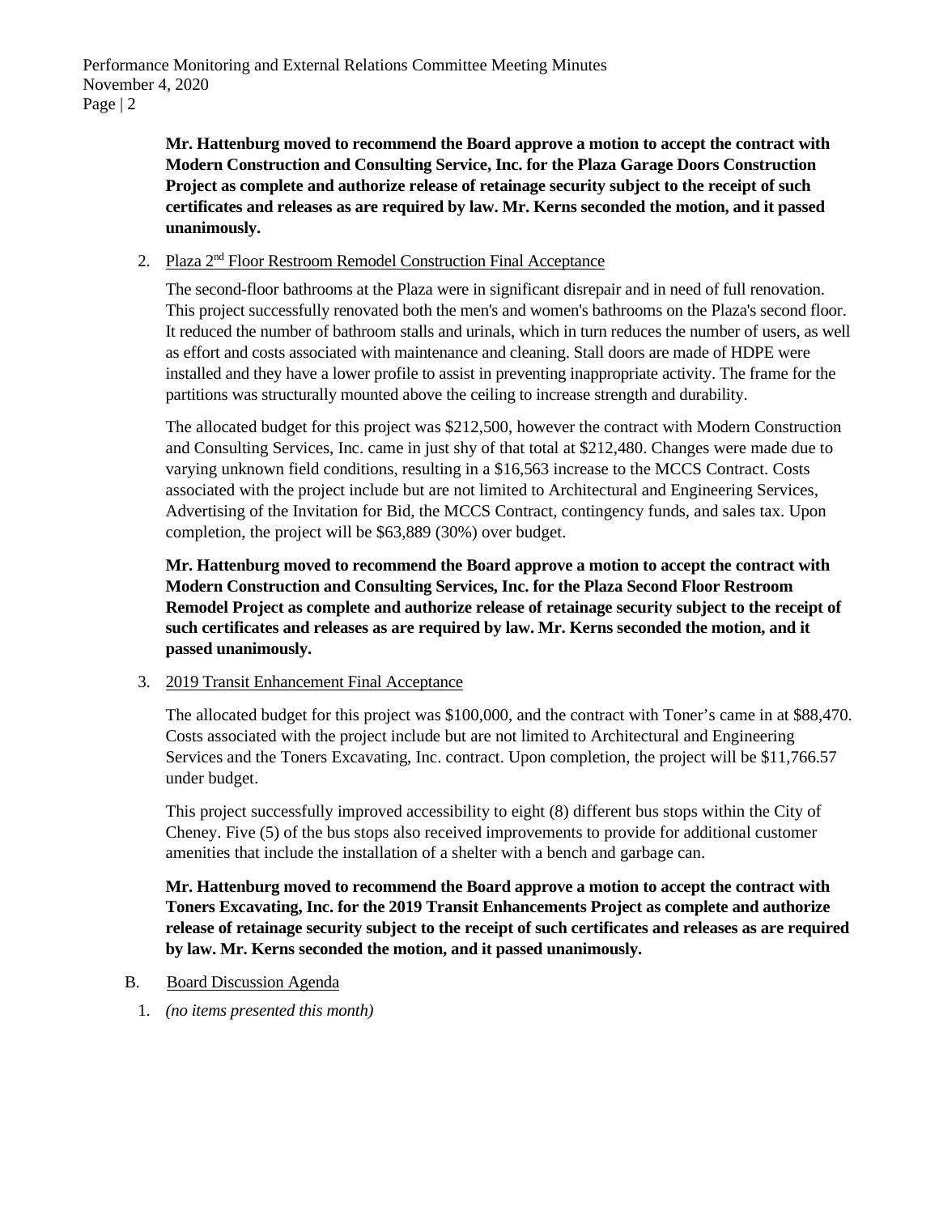**Mr. Hattenburg moved to recommend the Board approve a motion to accept the contract with Modern Construction and Consulting Service, Inc. for the Plaza Garage Doors Construction Project as complete and authorize release of retainage security subject to the receipt of such certificates and releases as are required by law. Mr. Kerns seconded the motion, and it passed unanimously.**

2. Plaza 2nd Floor Restroom Remodel Construction Final Acceptance

   The second-floor bathrooms at the Plaza were in significant disrepair and in need of full renovation. This project successfully renovated both the men's and women's bathrooms on the Plaza's second floor. It reduced the number of bathroom stalls and urinals, which in turn reduces the number of users, as well as effort and costs associated with maintenance and cleaning. Stall doors are made of HDPE were installed and they have a lower profile to assist in preventing inappropriate activity. The frame for the partitions was structurally mounted above the ceiling to increase strength and durability.

   The allocated budget for this project was $212,500, however the contract with Modern Construction and Consulting Services, Inc. came in just shy of that total at $212,480. Changes were made due to varying unknown field conditions, resulting in a $16,563 increase to the MCCS Contract. Costs associated with the project include but are not limited to Architectural and Engineering Services, Advertising of the Invitation for Bid, the MCCS Contract, contingency funds, and sales tax. Upon completion, the project will be $63,889 (30%) over budget.

   **Mr. Hattenburg moved to recommend the Board approve a motion to accept the contract with Modern Construction and Consulting Services, Inc. for the Plaza Second Floor Restroom Remodel Project as complete and authorize release of retainage security subject to the receipt of such certificates and releases as are required by law. Mr. Kerns seconded the motion, and it passed unanimously.**

3. 2019 Transit Enhancement Final Acceptance

   The allocated budget for this project was $100,000, and the contract with Toner's came in at $88,470. Costs associated with the project include but are not limited to Architectural and Engineering Services and the Toners Excavating, Inc. contract. Upon completion, the project will be $11,766.57 under budget.

   This project successfully improved accessibility to eight (8) different bus stops within the City of Cheney. Five (5) of the bus stops also received improvements to provide for additional customer amenities that include the installation of a shelter with a bench and garbage can.

   **Mr. Hattenburg moved to recommend the Board approve a motion to accept the contract with Toners Excavating, Inc. for the 2019 Transit Enhancements Project as complete and authorize release of retainage security subject to the receipt of such certificates and releases as are required by law. Mr. Kerns seconded the motion, and it passed unanimously.**

B. Board Discussion Agenda

1. *(no items presented this month)*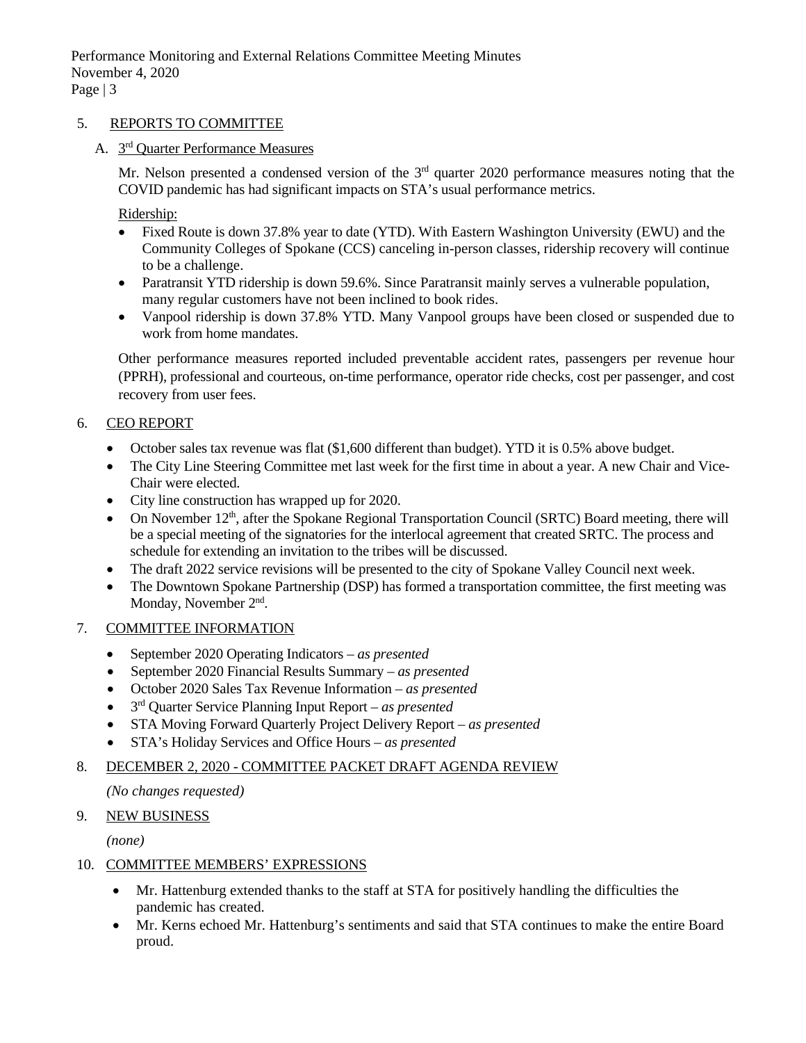## 5. REPORTS TO COMMITTEE

### A. 3rd Quarter Performance Measures

Mr. Nelson presented a condensed version of the 3rd quarter 2020 performance measures noting that the COVID pandemic has had significant impacts on STA's usual performance metrics.

Ridership:

- Fixed Route is down 37.8% year to date (YTD). With Eastern Washington University (EWU) and the Community Colleges of Spokane (CCS) canceling in-person classes, ridership recovery will continue to be a challenge.
- Paratransit YTD ridership is down 59.6%. Since Paratransit mainly serves a vulnerable population, many regular customers have not been inclined to book rides.
- Vanpool ridership is down 37.8% YTD. Many Vanpool groups have been closed or suspended due to work from home mandates.

Other performance measures reported included preventable accident rates, passengers per revenue hour (PPRH), professional and courteous, on-time performance, operator ride checks, cost per passenger, and cost recovery from user fees.

## 6. CEO REPORT

- October sales tax revenue was flat ($1,600 different than budget). YTD it is 0.5% above budget.
- The City Line Steering Committee met last week for the first time in about a year. A new Chair and Vice-Chair were elected.
- City line construction has wrapped up for 2020.
- On November 12th, after the Spokane Regional Transportation Council (SRTC) Board meeting, there will be a special meeting of the signatories for the interlocal agreement that created SRTC. The process and schedule for extending an invitation to the tribes will be discussed.
- The draft 2022 service revisions will be presented to the city of Spokane Valley Council next week.
- The Downtown Spokane Partnership (DSP) has formed a transportation committee, the first meeting was Monday, November 2nd.

## 7. COMMITTEE INFORMATION

- September 2020 Operating Indicators – *as presented*
- September 2020 Financial Results Summary – *as presented*
- October 2020 Sales Tax Revenue Information – *as presented*
- 3rd Quarter Service Planning Input Report – *as presented*
- STA Moving Forward Quarterly Project Delivery Report – *as presented*
- STA's Holiday Services and Office Hours – *as presented*

## 8. DECEMBER 2, 2020 - COMMITTEE PACKET DRAFT AGENDA REVIEW

*(No changes requested)*

## 9. NEW BUSINESS

*(none)*

## 10. COMMITTEE MEMBERS' EXPRESSIONS

- Mr. Hattenburg extended thanks to the staff at STA for positively handling the difficulties the pandemic has created.
- Mr. Kerns echoed Mr. Hattenburg's sentiments and said that STA continues to make the entire Board proud.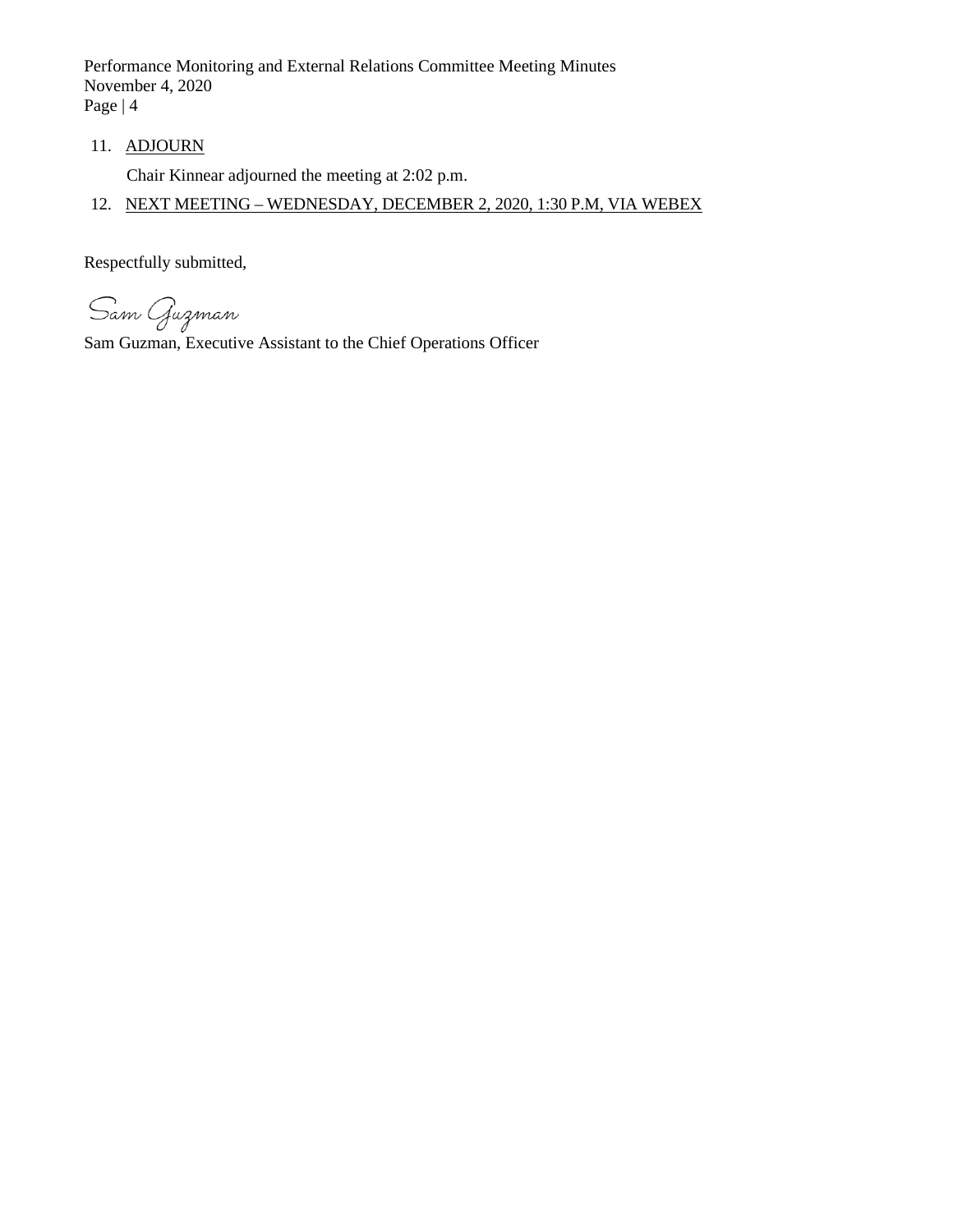11. ADJOURN

    Chair Kinnear adjourned the meeting at 2:02 p.m.

12. NEXT MEETING – WEDNESDAY, DECEMBER 2, 2020, 1:30 P.M, VIA WEBEX

Respectfully submitted,

Sam Guzman

Sam Guzman, Executive Assistant to the Chief Operations Officer